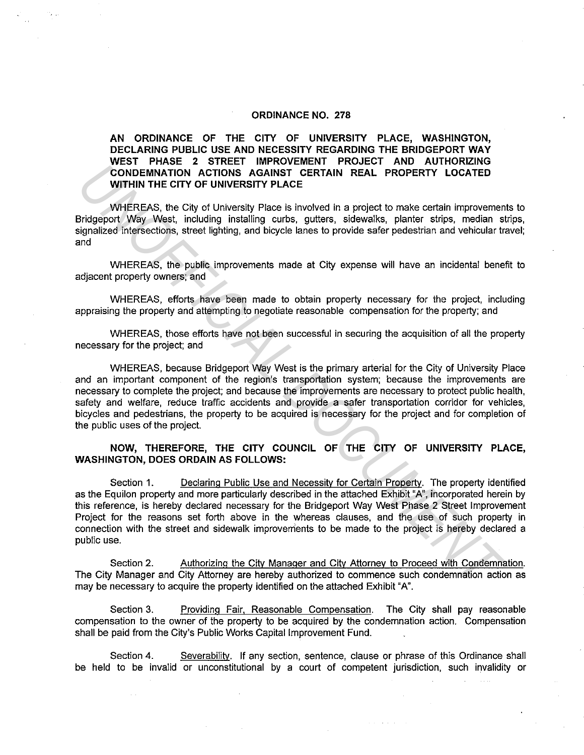# ORDINANCE NO. 278

**AN ORDINANCE OF THE CITY OF UNIVERSITY PLACE, WASHINGTON, DECLARING PUBLIC USE AND NECESSITY REGARDING THE BRIDGEPORT WAY WEST PHASE 2 STREET IMPROVEMENT PROJECT AND AUTHORIZING CONDEMNATION ACTIONS AGAINST CERTAIN REAL PROPERTY LOCATED WITHIN THE CITY OF UNIVERSITY PLACE**

WHEREAS, the City of University Place is involved in a project to make certain improvements to Bridgeport Way West, including installing curbs, gutters, sidewalks, planter strips, median strips, signalized intersections, street lighting, and bicycle lanes to provide safer pedestrian and vehicular travel; and

WHEREAS, the public improvements made at City expense will have an incidental benefit to adjacent property owners; and

WHEREAS, efforts have been made to obtain property necessary for the project, including appraising the property and attempting to negotiate reasonable compensation for the property; and

WHEREAS, those efforts have not been successful in securing the acquisition of all the property necessary for the project; and

WHEREAS, because Bridgeport Way West is the primary arterial for the City of University Place and an important component of the region's transportation system; because the improvements are necessary to complete the project; and because the improvements are necessary to protect public health, safety and welfare, reduce traffic accidents and provide a safer transportation corridor for vehicles, bicycles and pedestrians, the property to be acquired is necessary for the project and for completion of the public uses of the project.

**NOW, THEREFORE, THE CITY COUNCIL OF THE CITY OF UNIVERSITY PLACE, WASHINGTON, DOES ORDAIN AS FOLLOWS:**

Section 1. Declaring Public Use and Necessity for Certain Property. The property identified as the Equilon property and more particularly described in the attached Exhibit "A", incorporated herein by this reference, is hereby declared necessary for the Bridgeport Way West Phase 2 Street Improvement Project for the reasons set forth above in the whereas clauses, and the use of such property in connection with the street and sidewalk improvements to be made to the project is hereby declared a public use.

Section 2. Authorizing the City Manager and City Attorney to Proceed with Condemnation. The City Manager and City Attorney are hereby authorized to commence such condemnation action as may be necessary to acquire the property identified on the attached Exhibit "A".

Section 3. Providing Fair, Reasonable Compensation. The City shall pay reasonable compensation to the owner of the property to be acquired by the condemnation action. Compensation shall be paid from the City's Public Works Capital Improvement Fund.

Section 4. Severability. If any section, sentence, clause or phrase of this Ordinance shall be held to be invalid or unconstitutional by a court of competent jurisdiction, such invalidity or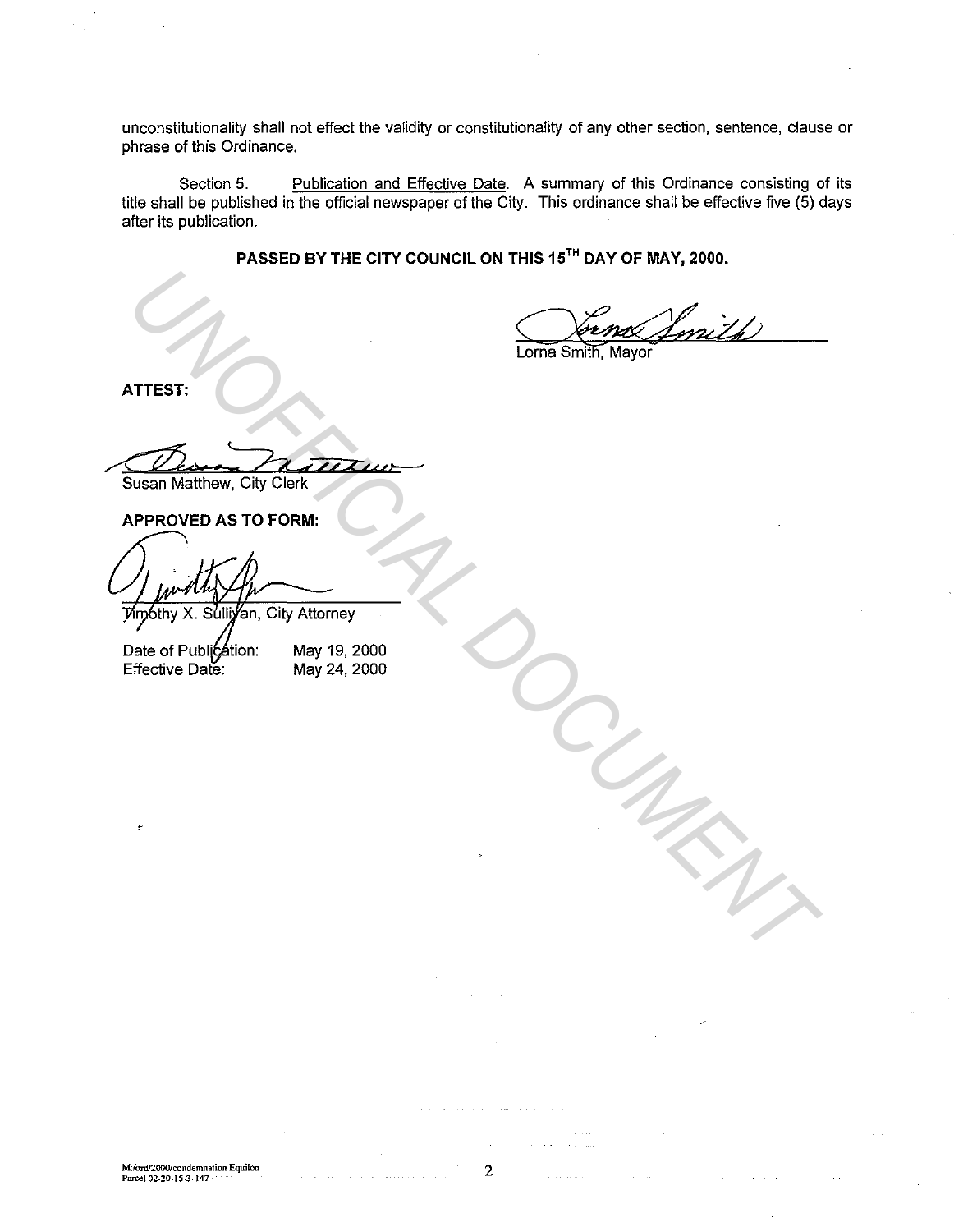unconstitutionality shall not effect the validity or constitutionality of any other section, sentence, clause or phrase of this Ordinance.

Section 5. Publication and Effective Date. A summary of this Ordinance consisting of its title shall be published in the official newspaper of the City. This ordinance shall be effective five (5) days after its publication.

**PASSED BY THE CITY COUNCIL ON THIS 15TH DAY OF MAY, 2000.**

Lorna Smith, Mayor

**ATTEST:**

Susan Matthew, City Clerk

**APPROVED AS TO FORM:**

Timothy X. Sullivan, City Attorney

Date of Publication: May 19, 2000
Effective Date: May 24, 2000

UNOFFICIAL DOCUMENT

M:/ord/2000/condemnation Equilon
Parcel 02-20-15-3-147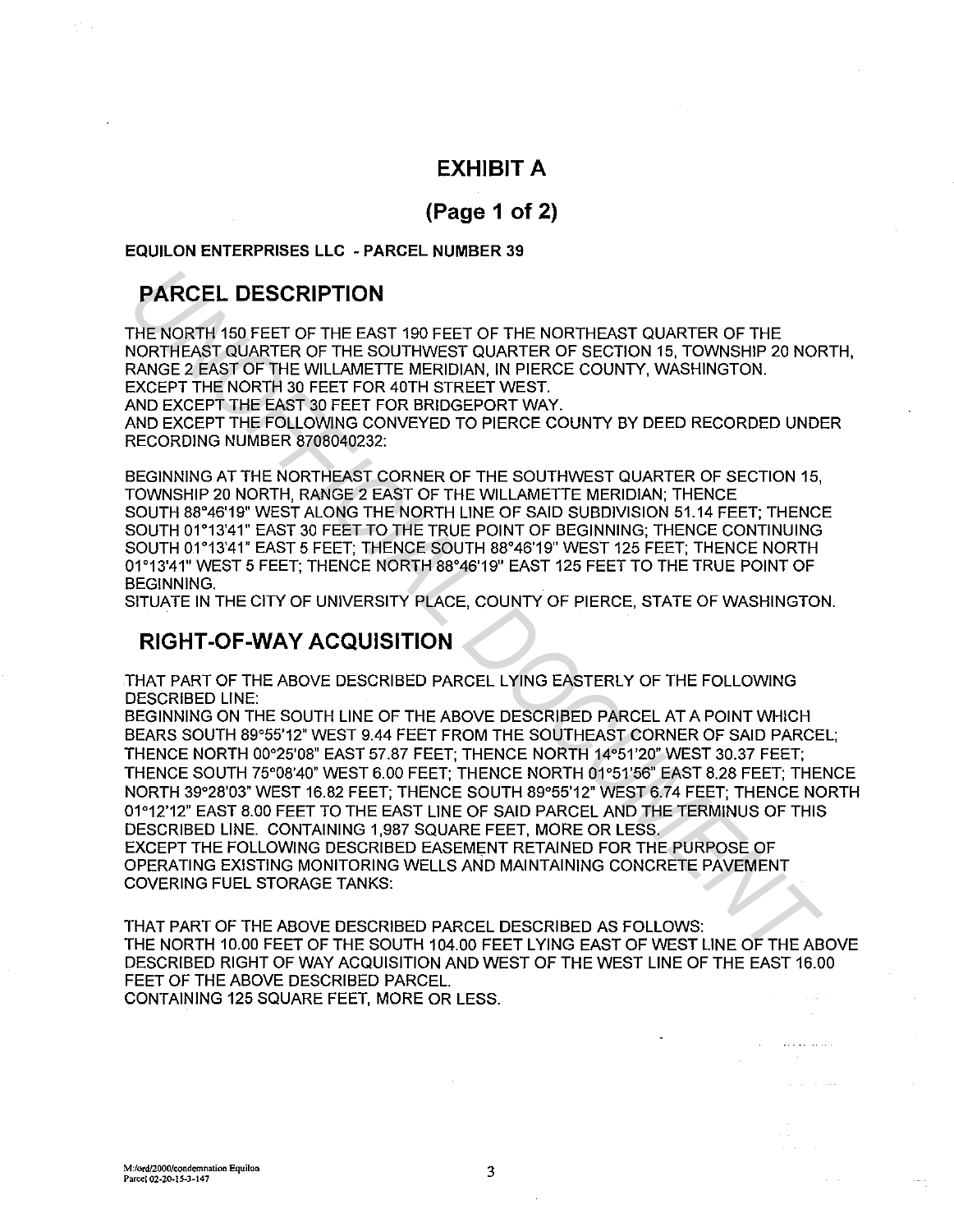# EXHIBIT A

## (Page 1 of 2)

**EQUILON ENTERPRISES LLC - PARCEL NUMBER 39**

## PARCEL DESCRIPTION

THE NORTH 150 FEET OF THE EAST 190 FEET OF THE NORTHEAST QUARTER OF THE NORTHEAST QUARTER OF THE SOUTHWEST QUARTER OF SECTION 15, TOWNSHIP 20 NORTH, RANGE 2 EAST OF THE WILLAMETTE MERIDIAN, IN PIERCE COUNTY, WASHINGTON.
EXCEPT THE NORTH 30 FEET FOR 40TH STREET WEST.
AND EXCEPT THE EAST 30 FEET FOR BRIDGEPORT WAY.
AND EXCEPT THE FOLLOWING CONVEYED TO PIERCE COUNTY BY DEED RECORDED UNDER RECORDING NUMBER 8708040232:

BEGINNING AT THE NORTHEAST CORNER OF THE SOUTHWEST QUARTER OF SECTION 15, TOWNSHIP 20 NORTH, RANGE 2 EAST OF THE WILLAMETTE MERIDIAN; THENCE SOUTH 88°46'19" WEST ALONG THE NORTH LINE OF SAID SUBDIVISION 51.14 FEET; THENCE SOUTH 01°13'41" EAST 30 FEET TO THE TRUE POINT OF BEGINNING; THENCE CONTINUING SOUTH 01°13'41" EAST 5 FEET; THENCE SOUTH 88°46'19" WEST 125 FEET; THENCE NORTH 01°13'41" WEST 5 FEET; THENCE NORTH 88°46'19" EAST 125 FEET TO THE TRUE POINT OF BEGINNING.
SITUATE IN THE CITY OF UNIVERSITY PLACE, COUNTY OF PIERCE, STATE OF WASHINGTON.

## RIGHT-OF-WAY ACQUISITION

THAT PART OF THE ABOVE DESCRIBED PARCEL LYING EASTERLY OF THE FOLLOWING DESCRIBED LINE:
BEGINNING ON THE SOUTH LINE OF THE ABOVE DESCRIBED PARCEL AT A POINT WHICH BEARS SOUTH 89°55'12" WEST 9.44 FEET FROM THE SOUTHEAST CORNER OF SAID PARCEL; THENCE NORTH 00°25'08" EAST 57.87 FEET; THENCE NORTH 14°51'20" WEST 30.37 FEET; THENCE SOUTH 75°08'40" WEST 6.00 FEET; THENCE NORTH 01°51'56" EAST 8.28 FEET; THENCE NORTH 39°28'03" WEST 16.82 FEET; THENCE SOUTH 89°55'12" WEST 6.74 FEET; THENCE NORTH 01°12'12" EAST 8.00 FEET TO THE EAST LINE OF SAID PARCEL AND THE TERMINUS OF THIS DESCRIBED LINE. CONTAINING 1,987 SQUARE FEET, MORE OR LESS.
EXCEPT THE FOLLOWING DESCRIBED EASEMENT RETAINED FOR THE PURPOSE OF OPERATING EXISTING MONITORING WELLS AND MAINTAINING CONCRETE PAVEMENT COVERING FUEL STORAGE TANKS:

THAT PART OF THE ABOVE DESCRIBED PARCEL DESCRIBED AS FOLLOWS:
THE NORTH 10.00 FEET OF THE SOUTH 104.00 FEET LYING EAST OF WEST LINE OF THE ABOVE DESCRIBED RIGHT OF WAY ACQUISITION AND WEST OF THE WEST LINE OF THE EAST 16.00 FEET OF THE ABOVE DESCRIBED PARCEL.
CONTAINING 125 SQUARE FEET, MORE OR LESS.

M:/ord/2000/condemnation Equilon
Parcel 02-20-15-3-147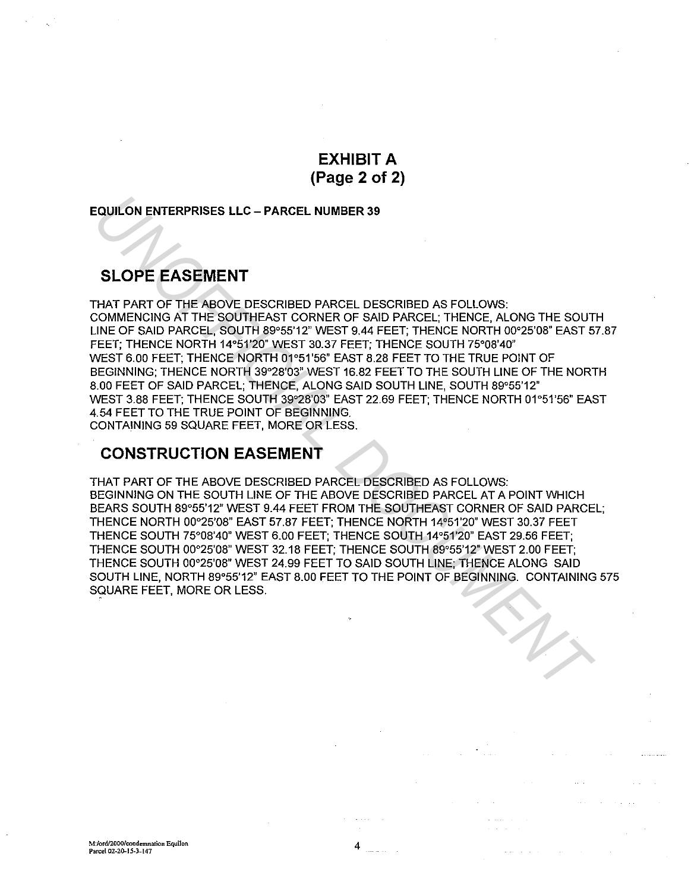# EXHIBIT A
## (Page 2 of 2)

**EQUILON ENTERPRISES LLC – PARCEL NUMBER 39**

## SLOPE EASEMENT

THAT PART OF THE ABOVE DESCRIBED PARCEL DESCRIBED AS FOLLOWS:
COMMENCING AT THE SOUTHEAST CORNER OF SAID PARCEL; THENCE, ALONG THE SOUTH LINE OF SAID PARCEL, SOUTH 89°55'12" WEST 9.44 FEET; THENCE NORTH 00°25'08" EAST 57.87 FEET; THENCE NORTH 14°51'20" WEST 30.37 FEET; THENCE SOUTH 75°08'40" WEST 6.00 FEET; THENCE NORTH 01°51'56" EAST 8.28 FEET TO THE TRUE POINT OF BEGINNING; THENCE NORTH 39°28'03" WEST 16.82 FEET TO THE SOUTH LINE OF THE NORTH 8.00 FEET OF SAID PARCEL; THENCE, ALONG SAID SOUTH LINE, SOUTH 89°55'12" WEST 3.88 FEET; THENCE SOUTH 39°28'03" EAST 22.69 FEET; THENCE NORTH 01°51'56" EAST 4.54 FEET TO THE TRUE POINT OF BEGINNING.
CONTAINING 59 SQUARE FEET, MORE OR LESS.

## CONSTRUCTION EASEMENT

THAT PART OF THE ABOVE DESCRIBED PARCEL DESCRIBED AS FOLLOWS:
BEGINNING ON THE SOUTH LINE OF THE ABOVE DESCRIBED PARCEL AT A POINT WHICH BEARS SOUTH 89°55'12" WEST 9.44 FEET FROM THE SOUTHEAST CORNER OF SAID PARCEL; THENCE NORTH 00°25'08" EAST 57.87 FEET; THENCE NORTH 14°51'20" WEST 30.37 FEET THENCE SOUTH 75°08'40" WEST 6.00 FEET; THENCE SOUTH 14°51'20" EAST 29.56 FEET; THENCE SOUTH 00°25'08" WEST 32.18 FEET; THENCE SOUTH 89°55'12" WEST 2.00 FEET; THENCE SOUTH 00°25'08" WEST 24.99 FEET TO SAID SOUTH LINE; THENCE ALONG SAID SOUTH LINE, NORTH 89°55'12" EAST 8.00 FEET TO THE POINT OF BEGINNING. CONTAINING 575 SQUARE FEET, MORE OR LESS.

M:/ord/2000/condemnation Equilon
Parcel 02-20-15-3-147